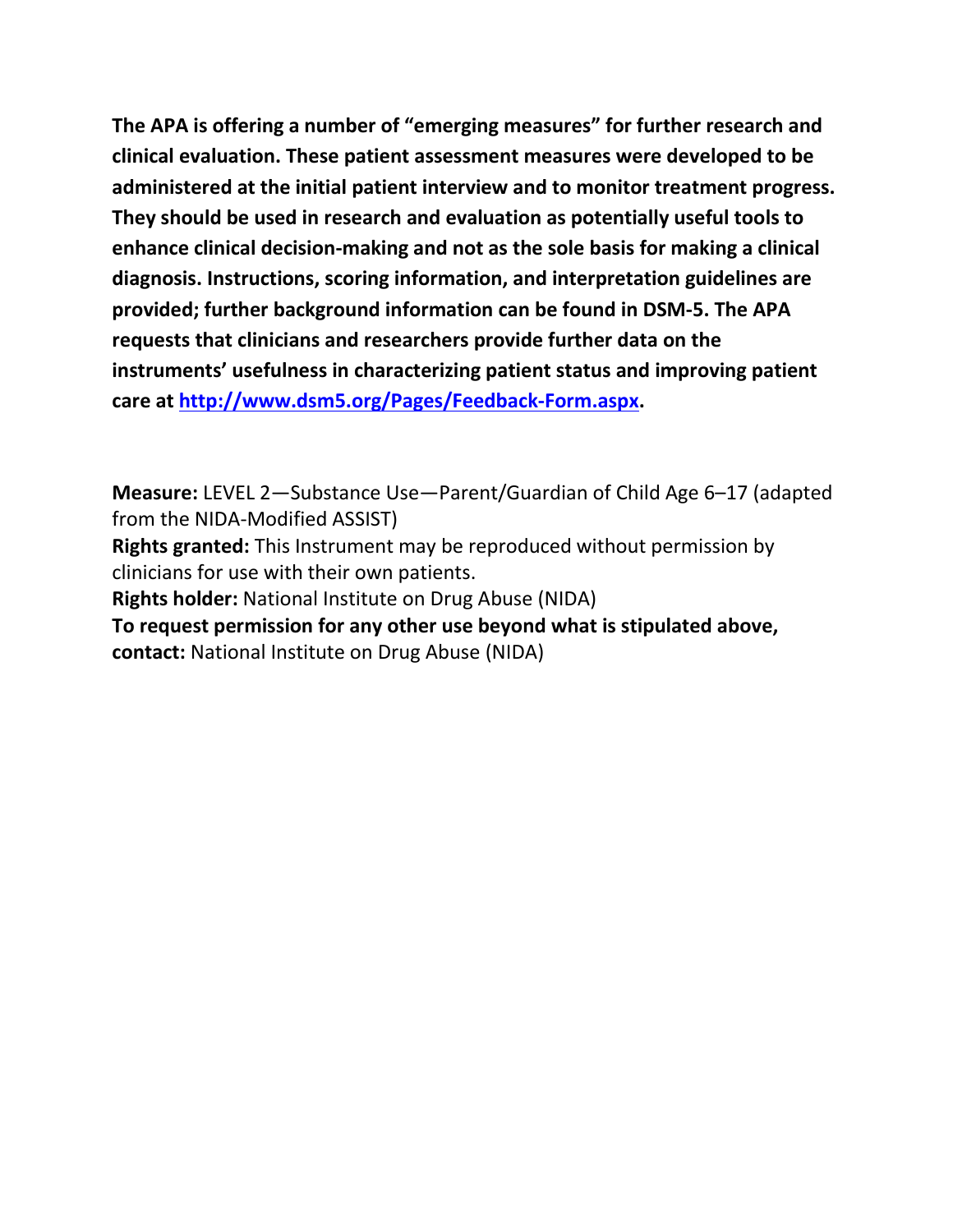**The APA is offering a number of "emerging measures" for further research and clinical evaluation. These patient assessment measures were developed to be administered at the initial patient interview and to monitor treatment progress. They should be used in research and evaluation as potentially useful tools to enhance clinical decision-making and not as the sole basis for making a clinical diagnosis. Instructions, scoring information, and interpretation guidelines are provided; further background information can be found in DSM-5. The APA requests that clinicians and researchers provide further data on the instruments' usefulness in characterizing patient status and improving patient care at http://www.dsm5.org/Pages/Feedback-Form.aspx.**

**Measure:** LEVEL 2—Substance Use—Parent/Guardian of Child Age 6–17 (adapted from the NIDA-Modified ASSIST)

**Rights granted:** This Instrument may be reproduced without permission by clinicians for use with their own patients.

**Rights holder:** National Institute on Drug Abuse (NIDA)

**To request permission for any other use beyond what is stipulated above, contact:** National Institute on Drug Abuse (NIDA)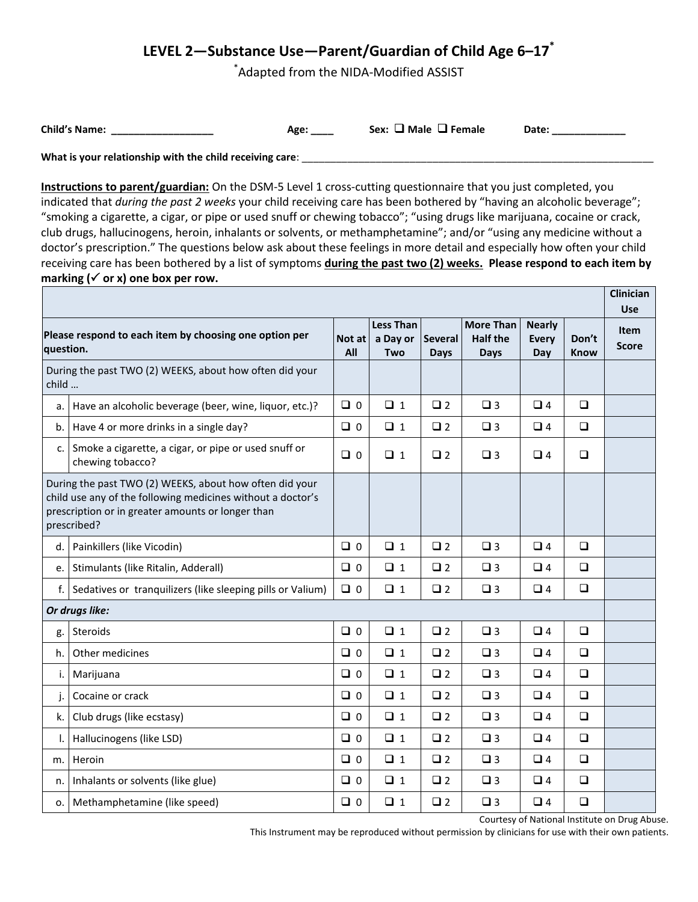# LEVEL 2—Substance Use—Parent/Guardian of Child Age 6–17*

*Adapted from the NIDA-Modified ASSIST

**Child's Name:** __________________ **Age:** ____ **Sex:** ❑ Male ❑ Female **Date:** _____________

**What is your relationship with the child receiving care**: ____________________________________________________________________

**Instructions to parent/guardian:** On the DSM-5 Level 1 cross-cutting questionnaire that you just completed, you indicated that *during the past 2 weeks* your child receiving care has been bothered by "having an alcoholic beverage"; "smoking a cigarette, a cigar, or pipe or used snuff or chewing tobacco"; "using drugs like marijuana, cocaine or crack, club drugs, hallucinogens, heroin, inhalants or solvents, or methamphetamine"; and/or "using any medicine without a doctor's prescription." The questions below ask about these feelings in more detail and especially how often your child receiving care has been bothered by a list of symptoms **during the past two (2) weeks. Please respond to each item by marking (✓ or x) one box per row.**

| | | | | | | | | Clinician Use |
|---|---|---|---|---|---|---|---|---|
| **Please respond to each item by choosing one option per question.** | | **Not at All** | **Less Than a Day or Two** | **Several Days** | **More Than Half the Days** | **Nearly Every Day** | **Don't Know** | **Item Score** |
| During the past TWO (2) WEEKS, about how often did your child … | | | | | | | | |
| a. | Have an alcoholic beverage (beer, wine, liquor, etc.)? | ❑ 0 | ❑ 1 | ❑ 2 | ❑ 3 | ❑ 4 | ❑ | |
| b. | Have 4 or more drinks in a single day? | ❑ 0 | ❑ 1 | ❑ 2 | ❑ 3 | ❑ 4 | ❑ | |
| c. | Smoke a cigarette, a cigar, or pipe or used snuff or chewing tobacco? | ❑ 0 | ❑ 1 | ❑ 2 | ❑ 3 | ❑ 4 | ❑ | |
| During the past TWO (2) WEEKS, about how often did your child use any of the following medicines without a doctor's prescription or in greater amounts or longer than prescribed? | | | | | | | | |
| d. | Painkillers (like Vicodin) | ❑ 0 | ❑ 1 | ❑ 2 | ❑ 3 | ❑ 4 | ❑ | |
| e. | Stimulants (like Ritalin, Adderall) | ❑ 0 | ❑ 1 | ❑ 2 | ❑ 3 | ❑ 4 | ❑ | |
| f. | Sedatives or tranquilizers (like sleeping pills or Valium) | ❑ 0 | ❑ 1 | ❑ 2 | ❑ 3 | ❑ 4 | ❑ | |
| ***Or drugs like:*** | | | | | | | | |
| g. | Steroids | ❑ 0 | ❑ 1 | ❑ 2 | ❑ 3 | ❑ 4 | ❑ | |
| h. | Other medicines | ❑ 0 | ❑ 1 | ❑ 2 | ❑ 3 | ❑ 4 | ❑ | |
| i. | Marijuana | ❑ 0 | ❑ 1 | ❑ 2 | ❑ 3 | ❑ 4 | ❑ | |
| j. | Cocaine or crack | ❑ 0 | ❑ 1 | ❑ 2 | ❑ 3 | ❑ 4 | ❑ | |
| k. | Club drugs (like ecstasy) | ❑ 0 | ❑ 1 | ❑ 2 | ❑ 3 | ❑ 4 | ❑ | |
| l. | Hallucinogens (like LSD) | ❑ 0 | ❑ 1 | ❑ 2 | ❑ 3 | ❑ 4 | ❑ | |
| m. | Heroin | ❑ 0 | ❑ 1 | ❑ 2 | ❑ 3 | ❑ 4 | ❑ | |
| n. | Inhalants or solvents (like glue) | ❑ 0 | ❑ 1 | ❑ 2 | ❑ 3 | ❑ 4 | ❑ | |
| o. | Methamphetamine (like speed) | ❑ 0 | ❑ 1 | ❑ 2 | ❑ 3 | ❑ 4 | ❑ | |

Courtesy of National Institute on Drug Abuse.
This Instrument may be reproduced without permission by clinicians for use with their own patients.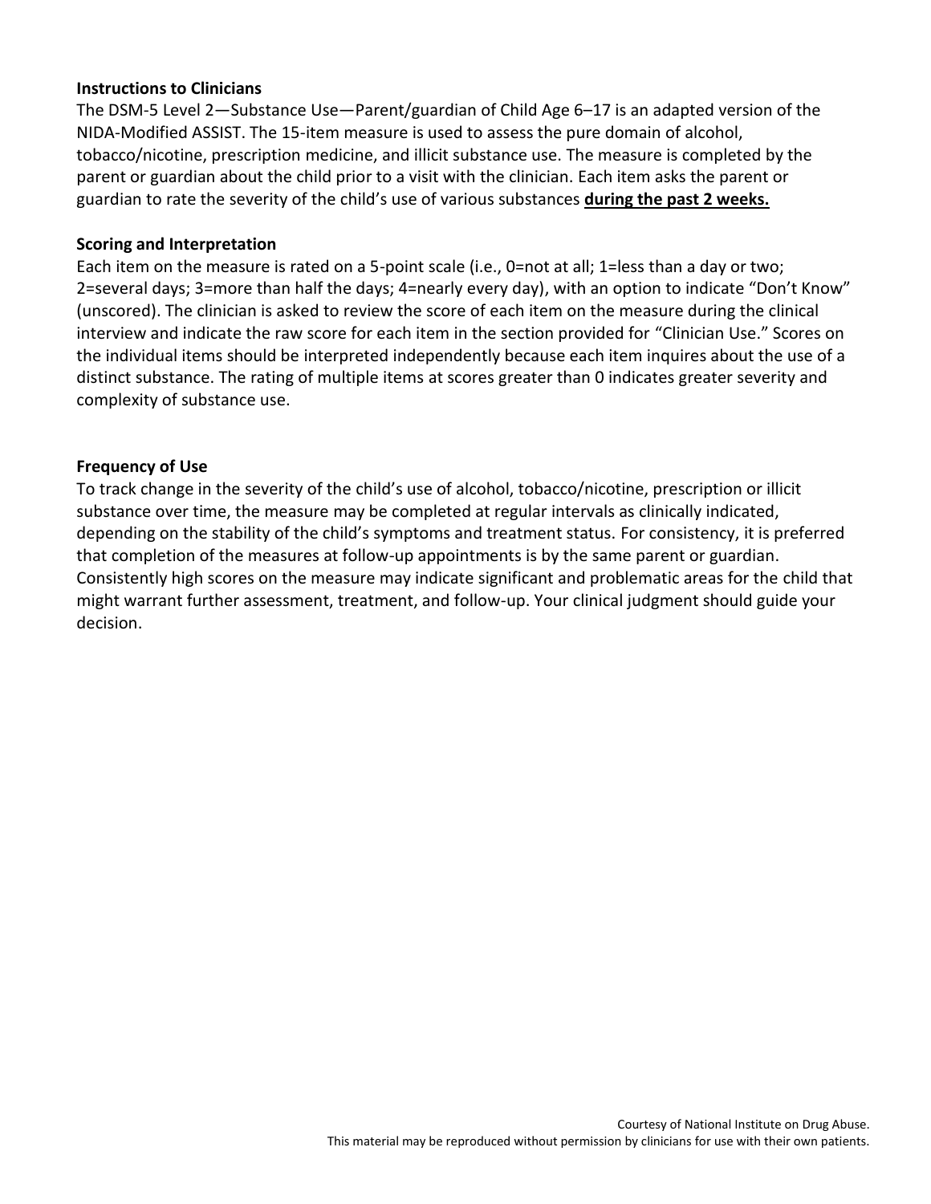**Instructions to Clinicians**

The DSM-5 Level 2—Substance Use—Parent/guardian of Child Age 6–17 is an adapted version of the NIDA-Modified ASSIST. The 15-item measure is used to assess the pure domain of alcohol, tobacco/nicotine, prescription medicine, and illicit substance use. The measure is completed by the parent or guardian about the child prior to a visit with the clinician. Each item asks the parent or guardian to rate the severity of the child's use of various substances **during the past 2 weeks.**

**Scoring and Interpretation**

Each item on the measure is rated on a 5-point scale (i.e., 0=not at all; 1=less than a day or two; 2=several days; 3=more than half the days; 4=nearly every day), with an option to indicate "Don't Know" (unscored). The clinician is asked to review the score of each item on the measure during the clinical interview and indicate the raw score for each item in the section provided for "Clinician Use." Scores on the individual items should be interpreted independently because each item inquires about the use of a distinct substance. The rating of multiple items at scores greater than 0 indicates greater severity and complexity of substance use.

**Frequency of Use**

To track change in the severity of the child's use of alcohol, tobacco/nicotine, prescription or illicit substance over time, the measure may be completed at regular intervals as clinically indicated, depending on the stability of the child's symptoms and treatment status. For consistency, it is preferred that completion of the measures at follow-up appointments is by the same parent or guardian. Consistently high scores on the measure may indicate significant and problematic areas for the child that might warrant further assessment, treatment, and follow-up. Your clinical judgment should guide your decision.

Courtesy of National Institute on Drug Abuse.
This material may be reproduced without permission by clinicians for use with their own patients.